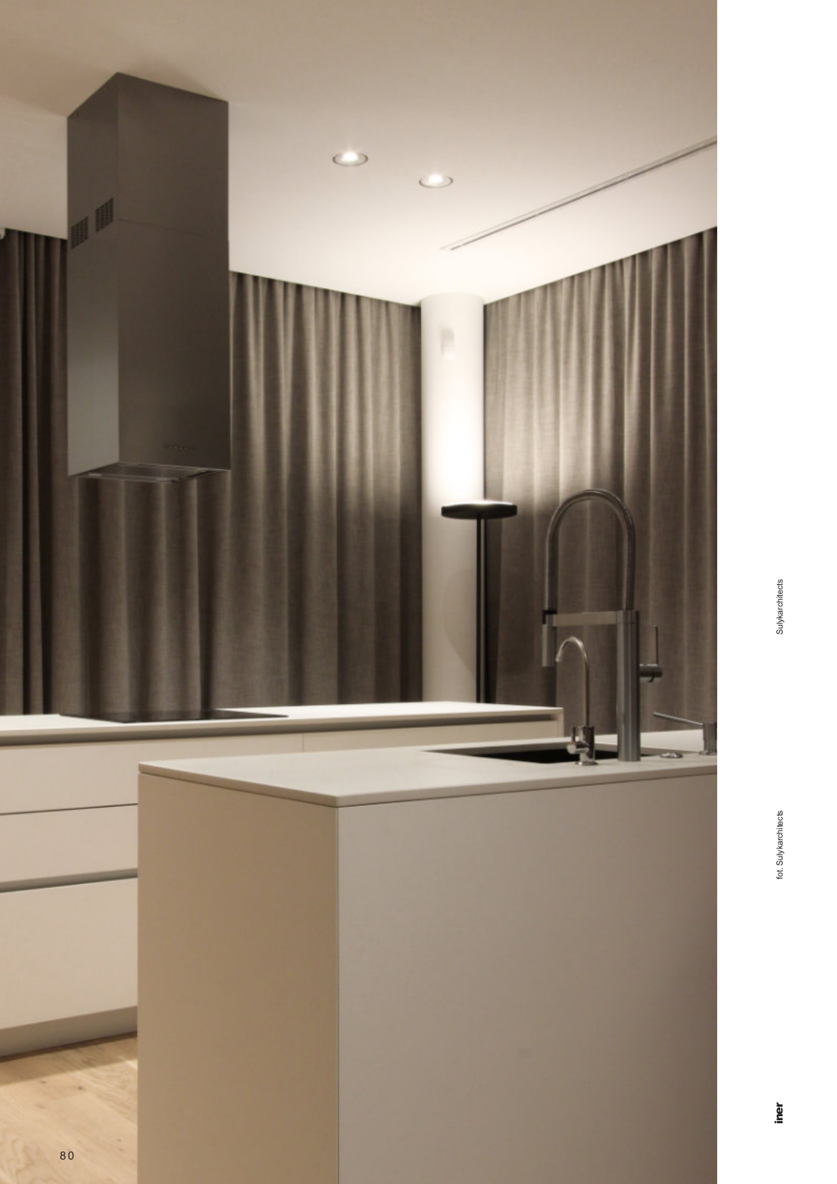Sulykarchitects

fot. Sulykarchitects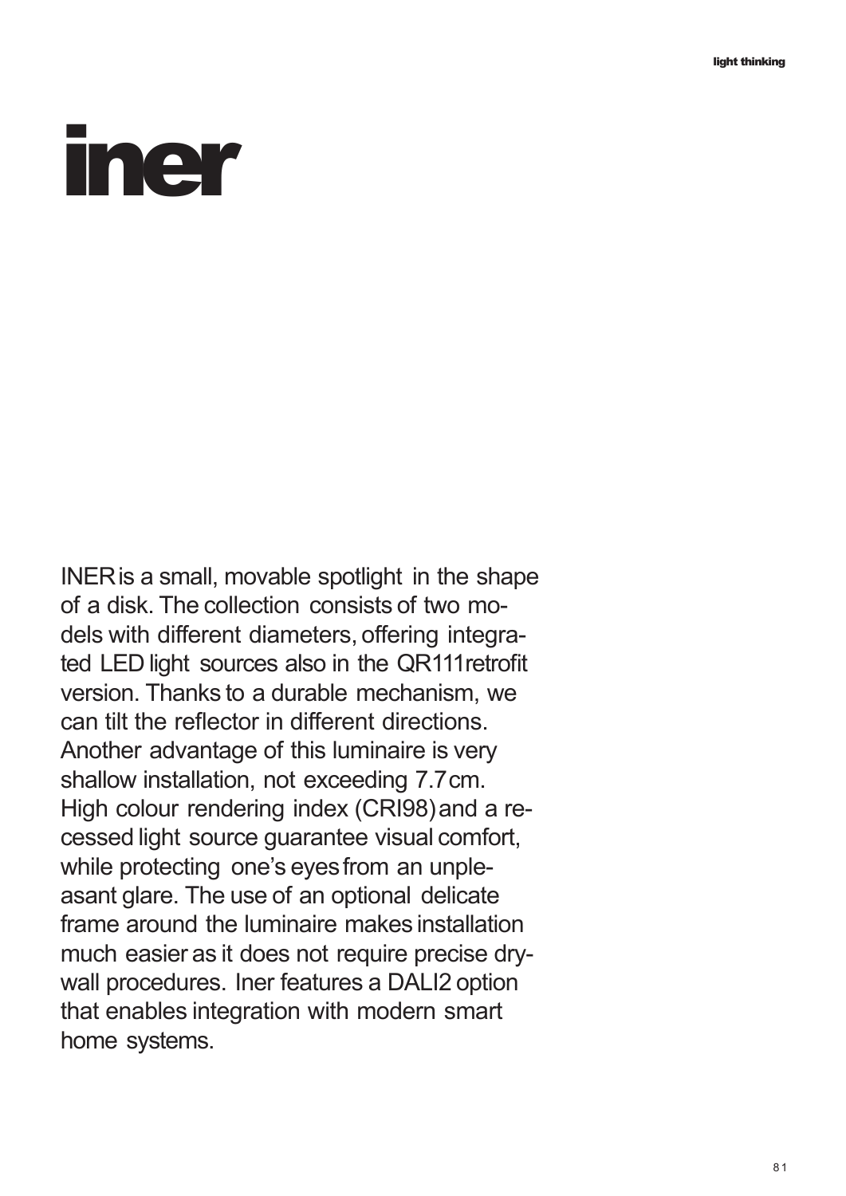# iner

INER is a small, movable spotlight in the shape of a disk. The collection consists of two models with different diameters, offering integrated LED light sources also in the QR111 retrofit version. Thanks to a durable mechanism, we can tilt the reflector in different directions. Another advantage of this luminaire is very shallow installation, not exceeding 7.7 cm. High colour rendering index (CRI98) and a recessed light source guarantee visual comfort, while protecting one's eyes from an unpleasant glare. The use of an optional delicate frame around the luminaire makes installation much easier as it does not require precise drywall procedures. Iner features a DALI2 option that enables integration with modern smart home systems.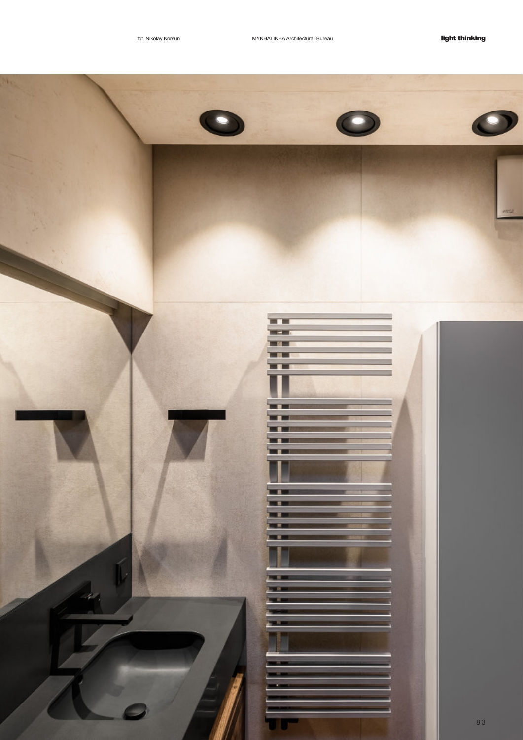fot. Nikolay Korsun

MYKHALIKHA Architectural Bureau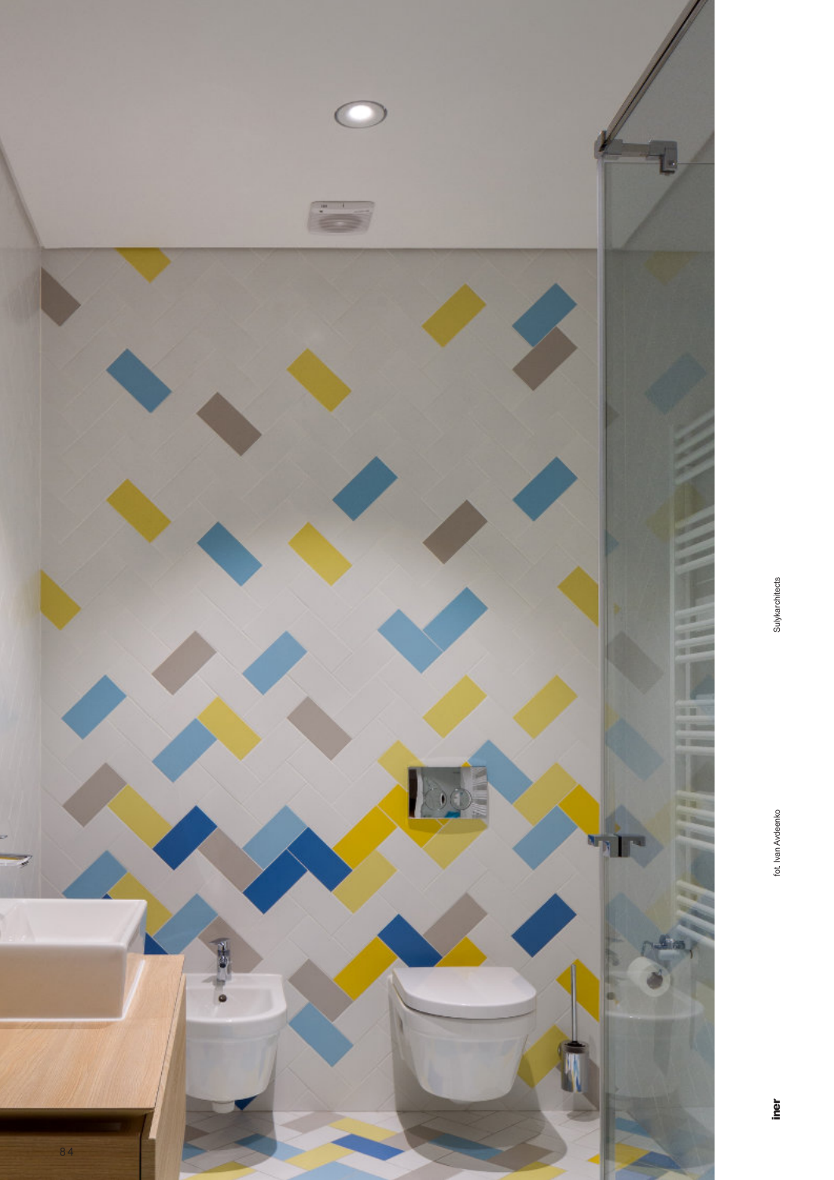fot. Ivan Avdeenko

Sulykarchitects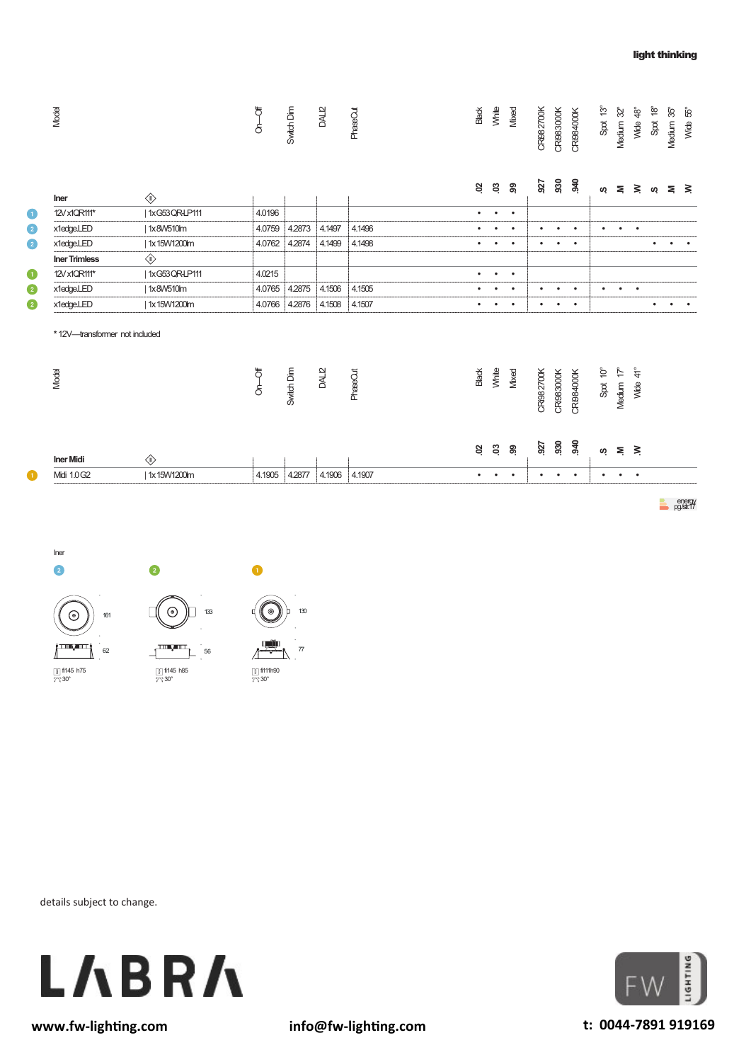**light thinking**

| | Model | | On—Off | Switch Dim | DALI2 | PhaseCut | Black .02 | White .03 | Mixed .99 | CRI98 2700K .927 | CRI98 3000K .930 | CRI98 4000K .940 | Spot 13° S | Medium 32° M | Wide 48° W | Spot 18° S | Medium 35° M | Wide 55° W |
|---|---|---|---|---|---|---|---|---|---|---|---|---|---|---|---|---|---|---|
| | **Iner** | | | | | | | | | | | | | | | | | |
| 1 | 12V x1QR111* | 1x G53 QR-LP111 | 4.0196 | | | | • | • | • | | | | | | | | | |
| 2 | x1edge.LED | 1x 8W 510lm | 4.0759 | 4.2873 | 4.1497 | 4.1496 | • | • | • | • | • | • | • | • | • | | | |
| 2 | x1edge.LED | 1x 15W 1200lm | 4.0762 | 4.2874 | 4.1499 | 4.1498 | • | • | • | • | • | • | | | | • | • | • |
| | **Iner Trimless** | | | | | | | | | | | | | | | | | |
| 1 | 12V x1QR111* | 1x G53 QR-LP111 | 4.0215 | | | | • | • | • | | | | | | | | | |
| 2 | x1edge.LED | 1x 8W 510lm | 4.0765 | 4.2875 | 4.1506 | 4.1505 | • | • | • | • | • | • | • | • | • | | | |
| 2 | x1edge.LED | 1x 15W 1200lm | 4.0766 | 4.2876 | 4.1508 | 4.1507 | • | • | • | • | • | • | | | | • | • | • |

* 12V—transformer not included

| | Model | | On—Off | Switch Dim | DALI2 | PhaseCut | Black .02 | White .03 | Mixed .99 | CRI98 2700K .927 | CRI98 3000K .930 | CRI98 4000K .940 | Spot 10° S | Medium 17° M | Wide 41° W |
|---|---|---|---|---|---|---|---|---|---|---|---|---|---|---|---|
| | **Iner Midi** | | | | | | | | | | | | | | |
| 1 | Midi 1.0 G2 | 1x 15W 1200lm | 4.1905 | 4.2877 | 4.1906 | 4.1907 | • | • | • | • | • | • | • | • | • |

energy pg.sit.17

Iner

2: 161, 62 — ⌀145 h75, 30°

2: 133, 56 — ⌀145 h85, 30°

1: 130, 77 — ⌀111 h90, 30°

details subject to change.

LABRA

FW LIGHTING

www.fw-lighting.com info@fw-lighting.com t: 0044-7891 919169